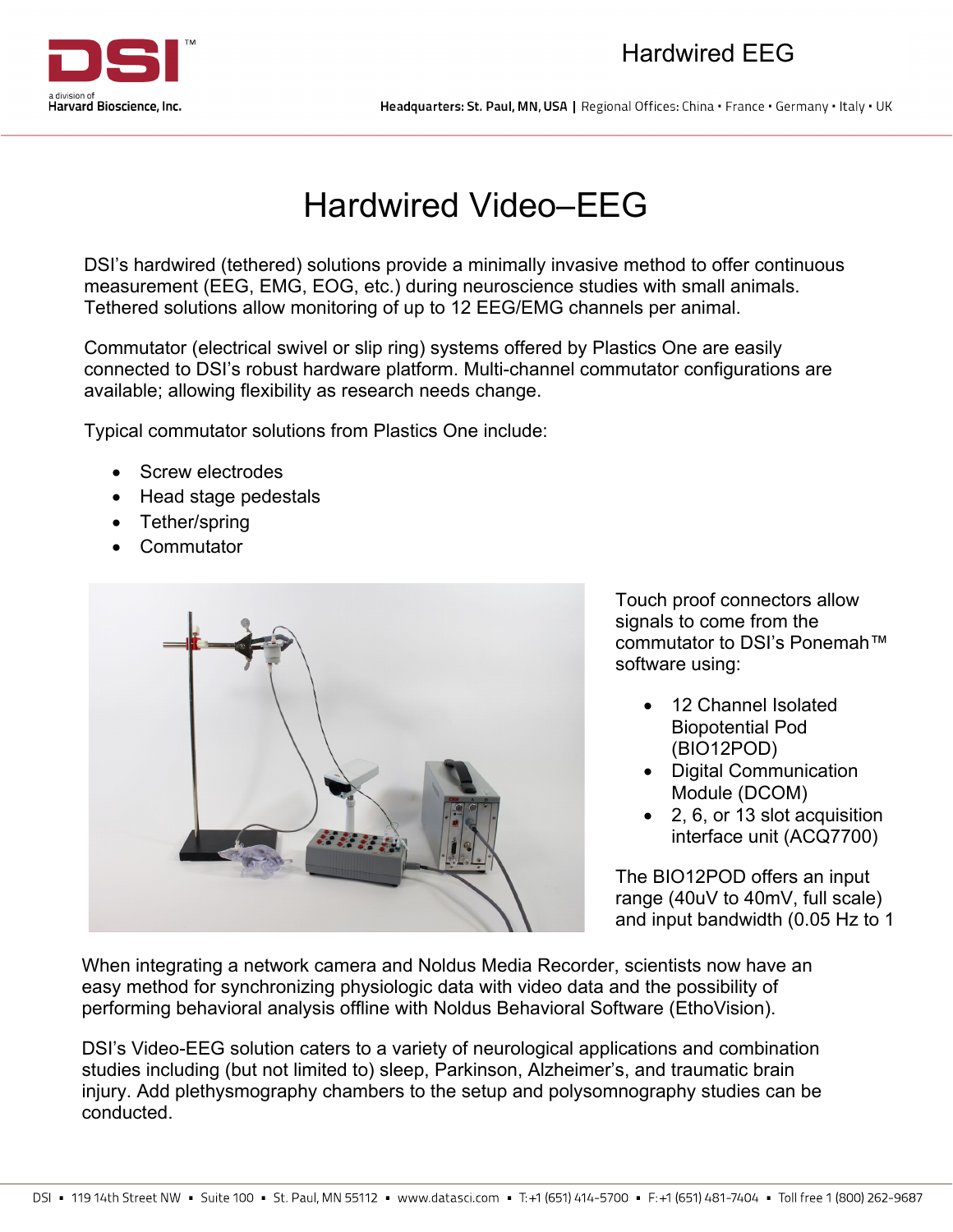# Hardwired Video–EEG

DSI's hardwired (tethered) solutions provide a minimally invasive method to offer continuous measurement (EEG, EMG, EOG, etc.) during neuroscience studies with small animals. Tethered solutions allow monitoring of up to 12 EEG/EMG channels per animal.

Commutator (electrical swivel or slip ring) systems offered by Plastics One are easily connected to DSI's robust hardware platform. Multi-channel commutator configurations are available; allowing flexibility as research needs change.

Typical commutator solutions from Plastics One include:

- Screw electrodes
- Head stage pedestals
- Tether/spring
- Commutator

Touch proof connectors allow signals to come from the commutator to DSI's Ponemah™ software using:

- 12 Channel Isolated Biopotential Pod (BIO12POD)
- Digital Communication Module (DCOM)
- 2, 6, or 13 slot acquisition interface unit (ACQ7700)

The BIO12POD offers an input range (40uV to 40mV, full scale) and input bandwidth (0.05 Hz to 1

When integrating a network camera and Noldus Media Recorder, scientists now have an easy method for synchronizing physiologic data with video data and the possibility of performing behavioral analysis offline with Noldus Behavioral Software (EthoVision).

DSI's Video-EEG solution caters to a variety of neurological applications and combination studies including (but not limited to) sleep, Parkinson, Alzheimer's, and traumatic brain injury. Add plethysmography chambers to the setup and polysomnography studies can be conducted.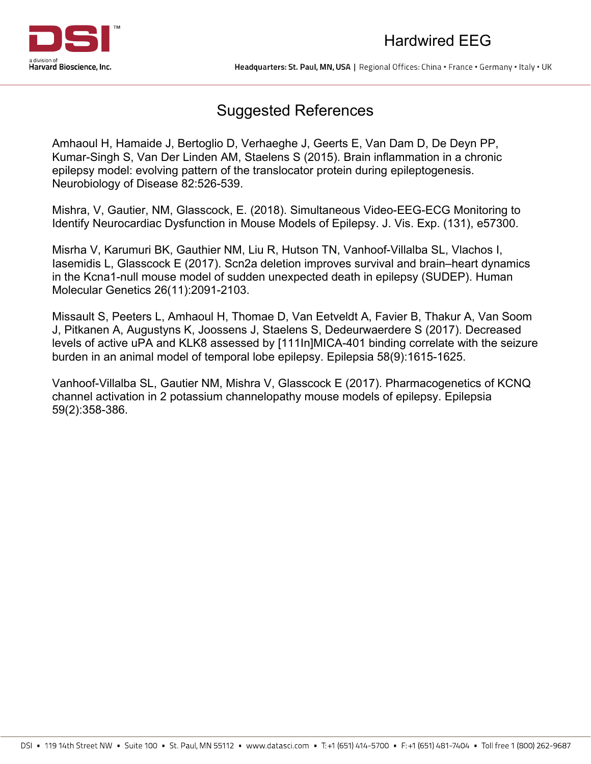# Suggested References

Amhaoul H, Hamaide J, Bertoglio D, Verhaeghe J, Geerts E, Van Dam D, De Deyn PP, Kumar-Singh S, Van Der Linden AM, Staelens S (2015). Brain inflammation in a chronic epilepsy model: evolving pattern of the translocator protein during epileptogenesis. Neurobiology of Disease 82:526-539.

Mishra, V, Gautier, NM, Glasscock, E. (2018). Simultaneous Video-EEG-ECG Monitoring to Identify Neurocardiac Dysfunction in Mouse Models of Epilepsy. J. Vis. Exp. (131), e57300.

Misrha V, Karumuri BK, Gauthier NM, Liu R, Hutson TN, Vanhoof-Villalba SL, Vlachos I, Iasemidis L, Glasscock E (2017). Scn2a deletion improves survival and brain–heart dynamics in the Kcna1-null mouse model of sudden unexpected death in epilepsy (SUDEP). Human Molecular Genetics 26(11):2091-2103.

Missault S, Peeters L, Amhaoul H, Thomae D, Van Eetveldt A, Favier B, Thakur A, Van Soom J, Pitkanen A, Augustyns K, Joossens J, Staelens S, Dedeurwaerdere S (2017). Decreased levels of active uPA and KLK8 assessed by [111In]MICA-401 binding correlate with the seizure burden in an animal model of temporal lobe epilepsy. Epilepsia 58(9):1615-1625.

Vanhoof-Villalba SL, Gautier NM, Mishra V, Glasscock E (2017). Pharmacogenetics of KCNQ channel activation in 2 potassium channelopathy mouse models of epilepsy. Epilepsia 59(2):358-386.